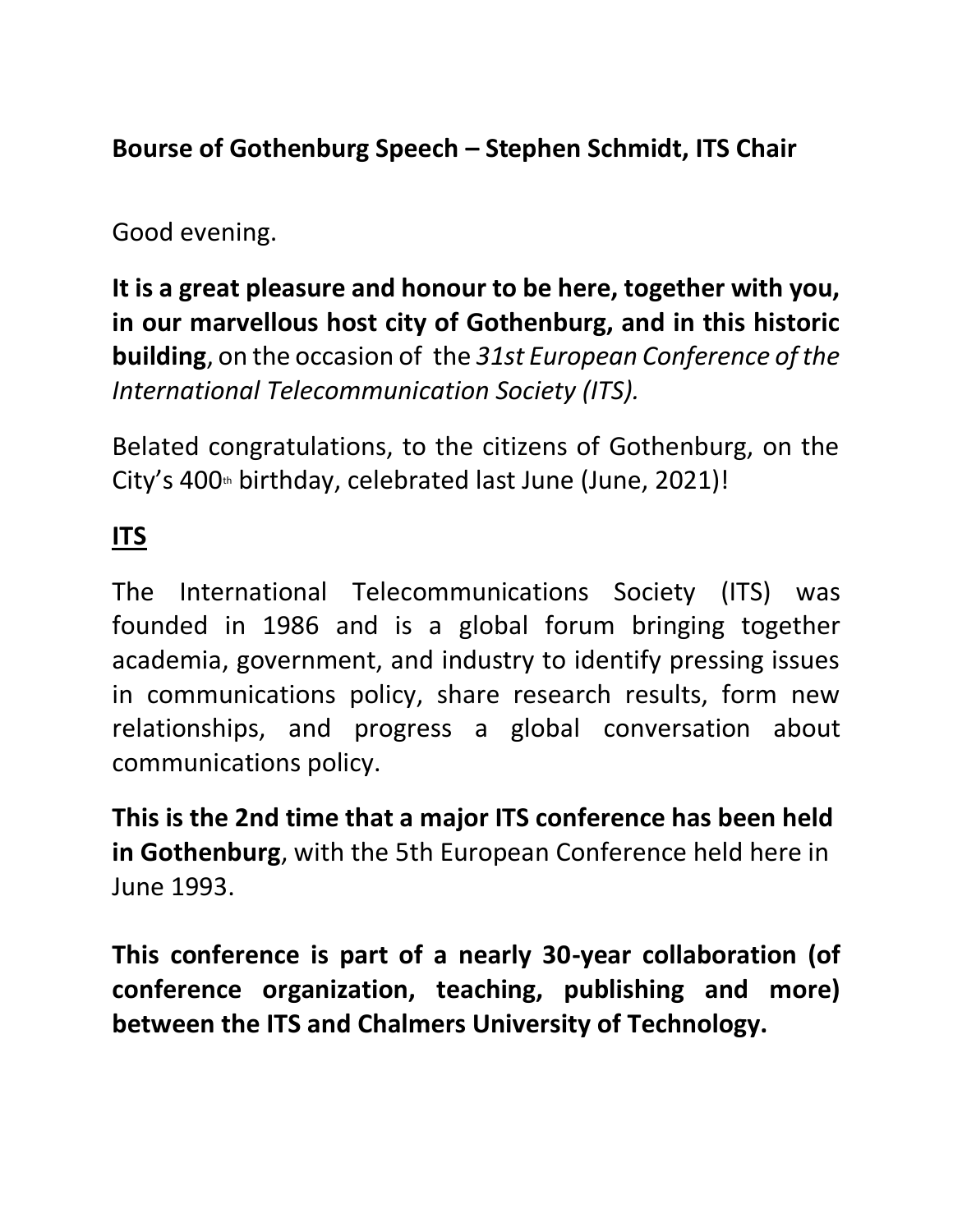# Bourse of Gothenburg Speech – Stephen Schmidt, ITS Chair

Good evening.

**It is a great pleasure and honour to be here, together with you, in our marvellous host city of Gothenburg, and in this historic building**, on the occasion of the *31st European Conference of the International Telecommunication Society (ITS).*

Belated congratulations, to the citizens of Gothenburg, on the City's 400th birthday, celebrated last June (June, 2021)!

## ITS

The International Telecommunications Society (ITS) was founded in 1986 and is a global forum bringing together academia, government, and industry to identify pressing issues in communications policy, share research results, form new relationships, and progress a global conversation about communications policy.

**This is the 2nd time that a major ITS conference has been held in Gothenburg**, with the 5th European Conference held here in June 1993.

**This conference is part of a nearly 30-year collaboration (of conference organization, teaching, publishing and more) between the ITS and Chalmers University of Technology.**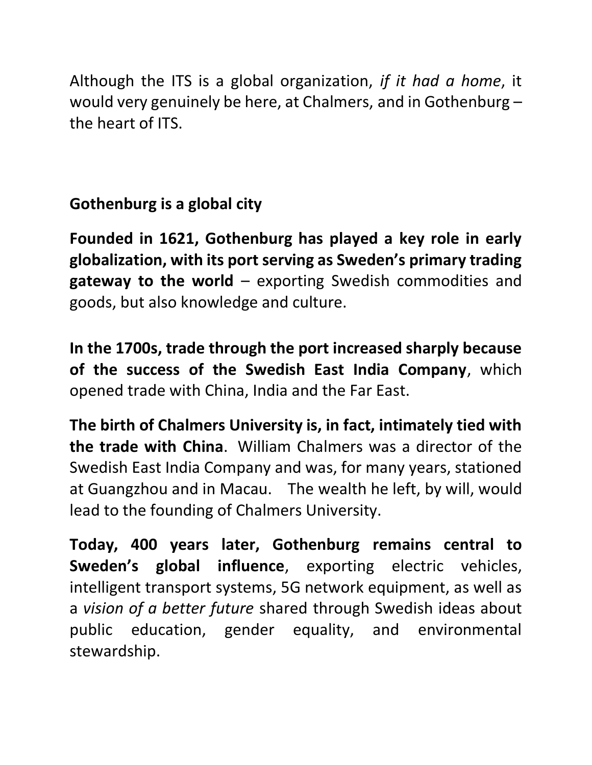Although the ITS is a global organization, *if it had a home*, it would very genuinely be here, at Chalmers, and in Gothenburg – the heart of ITS.

**Gothenburg is a global city**

**Founded in 1621, Gothenburg has played a key role in early globalization, with its port serving as Sweden's primary trading gateway to the world** – exporting Swedish commodities and goods, but also knowledge and culture.

**In the 1700s, trade through the port increased sharply because of the success of the Swedish East India Company**, which opened trade with China, India and the Far East.

**The birth of Chalmers University is, in fact, intimately tied with the trade with China**. William Chalmers was a director of the Swedish East India Company and was, for many years, stationed at Guangzhou and in Macau. The wealth he left, by will, would lead to the founding of Chalmers University.

**Today, 400 years later, Gothenburg remains central to Sweden's global influence**, exporting electric vehicles, intelligent transport systems, 5G network equipment, as well as a *vision of a better future* shared through Swedish ideas about public education, gender equality, and environmental stewardship.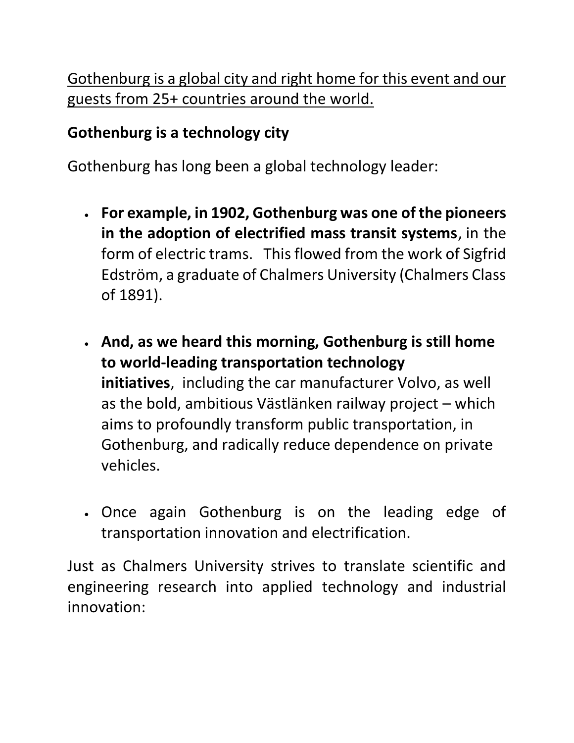<u>Gothenburg is a global city and right home for this event and our guests from 25+ countries around the world.</u>

**Gothenburg is a technology city**

Gothenburg has long been a global technology leader:

- **For example, in 1902, Gothenburg was one of the pioneers in the adoption of electrified mass transit systems**, in the form of electric trams. This flowed from the work of Sigfrid Edström, a graduate of Chalmers University (Chalmers Class of 1891).

- **And, as we heard this morning, Gothenburg is still home to world-leading transportation technology initiatives**, including the car manufacturer Volvo, as well as the bold, ambitious Västlänken railway project – which aims to profoundly transform public transportation, in Gothenburg, and radically reduce dependence on private vehicles.

- Once again Gothenburg is on the leading edge of transportation innovation and electrification.

Just as Chalmers University strives to translate scientific and engineering research into applied technology and industrial innovation: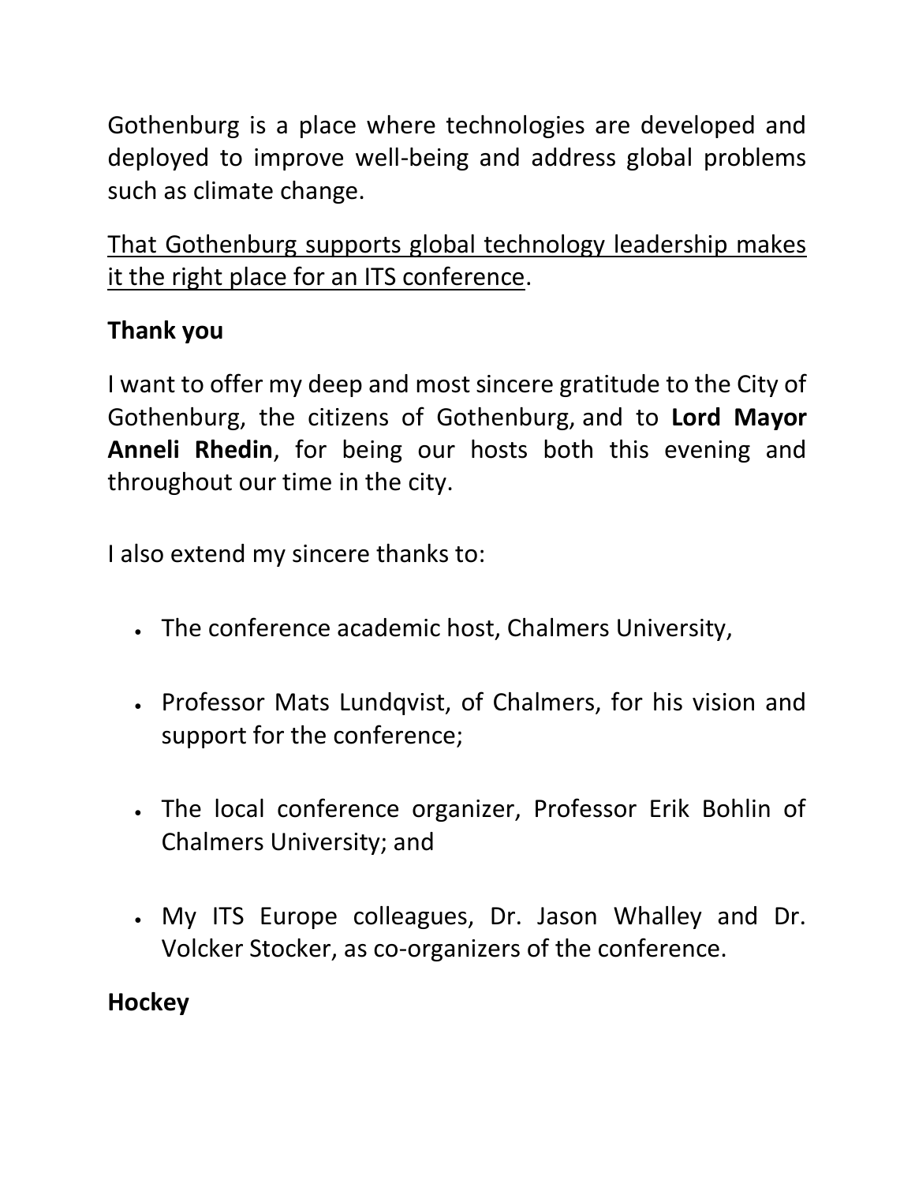Gothenburg is a place where technologies are developed and deployed to improve well-being and address global problems such as climate change.

<u>That Gothenburg supports global technology leadership makes it the right place for an ITS conference</u>.

**Thank you**

I want to offer my deep and most sincere gratitude to the City of Gothenburg, the citizens of Gothenburg, and to **Lord Mayor Anneli Rhedin**, for being our hosts both this evening and throughout our time in the city.

I also extend my sincere thanks to:

- The conference academic host, Chalmers University,
- Professor Mats Lundqvist, of Chalmers, for his vision and support for the conference;
- The local conference organizer, Professor Erik Bohlin of Chalmers University; and
- My ITS Europe colleagues, Dr. Jason Whalley and Dr. Volcker Stocker, as co-organizers of the conference.

**Hockey**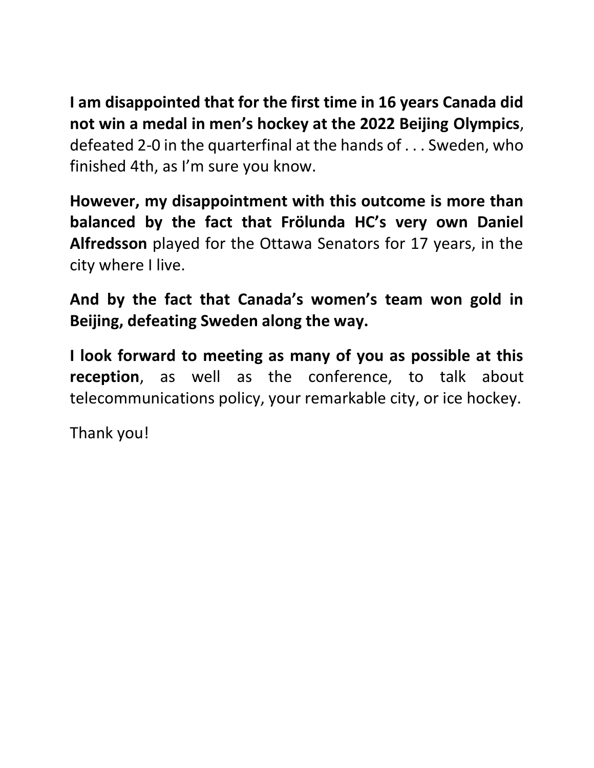**I am disappointed that for the first time in 16 years Canada did not win a medal in men's hockey at the 2022 Beijing Olympics**, defeated 2-0 in the quarterfinal at the hands of . . . Sweden, who finished 4th, as I'm sure you know.

**However, my disappointment with this outcome is more than balanced by the fact that Frölunda HC's very own Daniel Alfredsson** played for the Ottawa Senators for 17 years, in the city where I live.

**And by the fact that Canada's women's team won gold in Beijing, defeating Sweden along the way.**

**I look forward to meeting as many of you as possible at this reception**, as well as the conference, to talk about telecommunications policy, your remarkable city, or ice hockey.

Thank you!